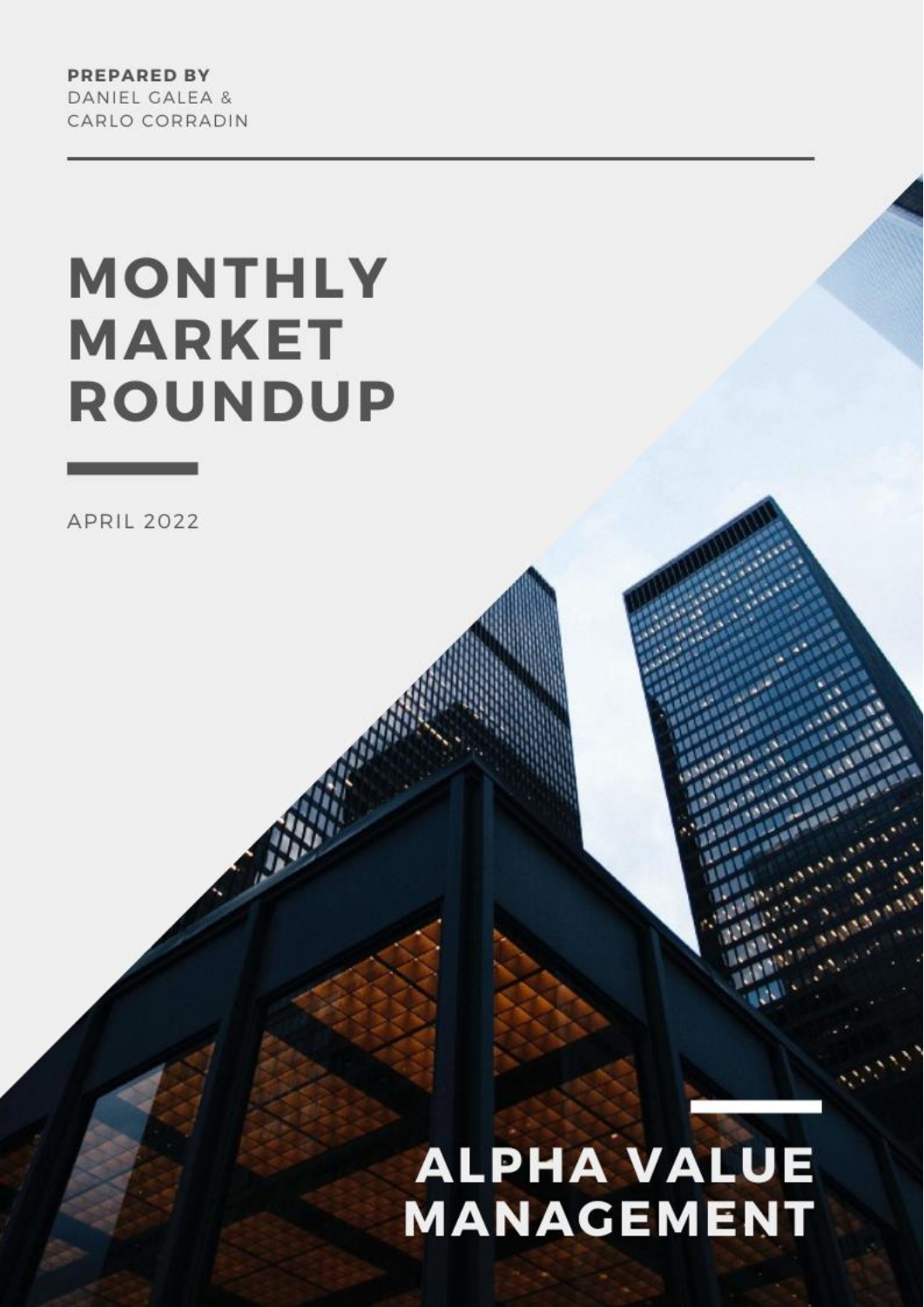**PREPARED BY**
DANIEL GALEA &
CARLO CORRADIN

# MONTHLY MARKET ROUNDUP

APRIL 2022

## ALPHA VALUE MANAGEMENT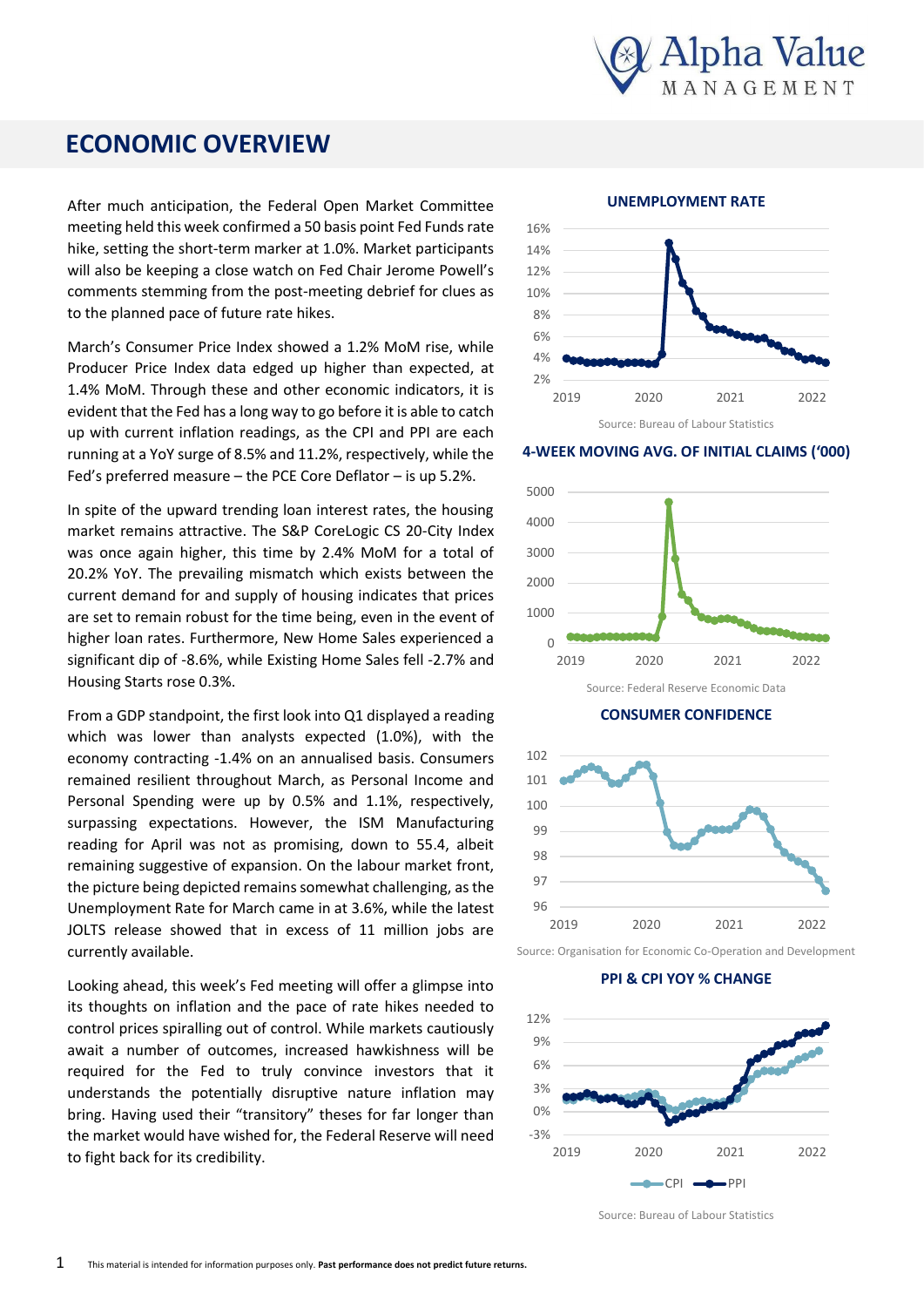# ECONOMIC OVERVIEW

After much anticipation, the Federal Open Market Committee meeting held this week confirmed a 50 basis point Fed Funds rate hike, setting the short-term marker at 1.0%. Market participants will also be keeping a close watch on Fed Chair Jerome Powell's comments stemming from the post-meeting debrief for clues as to the planned pace of future rate hikes.

March's Consumer Price Index showed a 1.2% MoM rise, while Producer Price Index data edged up higher than expected, at 1.4% MoM. Through these and other economic indicators, it is evident that the Fed has a long way to go before it is able to catch up with current inflation readings, as the CPI and PPI are each running at a YoY surge of 8.5% and 11.2%, respectively, while the Fed's preferred measure – the PCE Core Deflator – is up 5.2%.

In spite of the upward trending loan interest rates, the housing market remains attractive. The S&P CoreLogic CS 20-City Index was once again higher, this time by 2.4% MoM for a total of 20.2% YoY. The prevailing mismatch which exists between the current demand for and supply of housing indicates that prices are set to remain robust for the time being, even in the event of higher loan rates. Furthermore, New Home Sales experienced a significant dip of -8.6%, while Existing Home Sales fell -2.7% and Housing Starts rose 0.3%.

From a GDP standpoint, the first look into Q1 displayed a reading which was lower than analysts expected (1.0%), with the economy contracting -1.4% on an annualised basis. Consumers remained resilient throughout March, as Personal Income and Personal Spending were up by 0.5% and 1.1%, respectively, surpassing expectations. However, the ISM Manufacturing reading for April was not as promising, down to 55.4, albeit remaining suggestive of expansion. On the labour market front, the picture being depicted remains somewhat challenging, as the Unemployment Rate for March came in at 3.6%, while the latest JOLTS release showed that in excess of 11 million jobs are currently available.

Looking ahead, this week's Fed meeting will offer a glimpse into its thoughts on inflation and the pace of rate hikes needed to control prices spiralling out of control. While markets cautiously await a number of outcomes, increased hawkishness will be required for the Fed to truly convince investors that it understands the potentially disruptive nature inflation may bring. Having used their "transitory" theses for far longer than the market would have wished for, the Federal Reserve will need to fight back for its credibility.

**UNEMPLOYMENT RATE**

Source: Bureau of Labour Statistics

**4-WEEK MOVING AVG. OF INITIAL CLAIMS ('000)**

Source: Federal Reserve Economic Data

**CONSUMER CONFIDENCE**

Source: Organisation for Economic Co-Operation and Development

**PPI & CPI YOY % CHANGE**

Source: Bureau of Labour Statistics

This material is intended for information purposes only. **Past performance does not predict future returns.**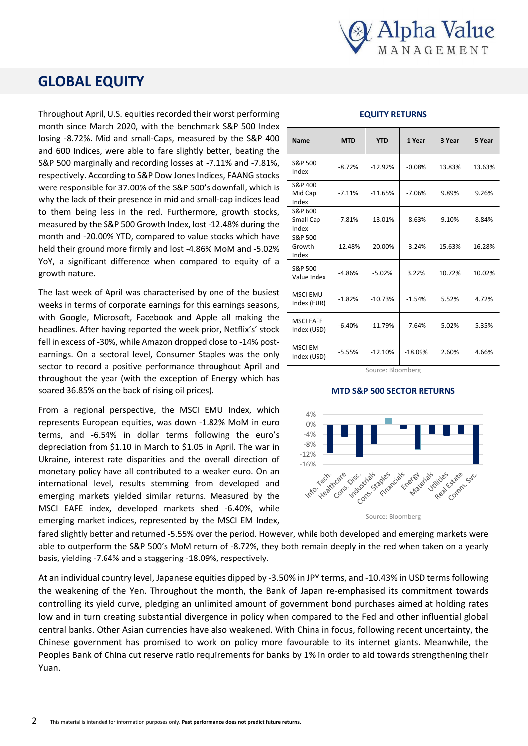# GLOBAL EQUITY

Throughout April, U.S. equities recorded their worst performing month since March 2020, with the benchmark S&P 500 Index losing -8.72%. Mid and small-Caps, measured by the S&P 400 and 600 Indices, were able to fare slightly better, beating the S&P 500 marginally and recording losses at -7.11% and -7.81%, respectively. According to S&P Dow Jones Indices, FAANG stocks were responsible for 37.00% of the S&P 500's downfall, which is why the lack of their presence in mid and small-cap indices lead to them being less in the red. Furthermore, growth stocks, measured by the S&P 500 Growth Index, lost -12.48% during the month and -20.00% YTD, compared to value stocks which have held their ground more firmly and lost -4.86% MoM and -5.02% YoY, a significant difference when compared to equity of a growth nature.

The last week of April was characterised by one of the busiest weeks in terms of corporate earnings for this earnings seasons, with Google, Microsoft, Facebook and Apple all making the headlines. After having reported the week prior, Netflix's' stock fell in excess of -30%, while Amazon dropped close to -14% post-earnings. On a sectoral level, Consumer Staples was the only sector to record a positive performance throughout April and throughout the year (with the exception of Energy which has soared 36.85% on the back of rising oil prices).

From a regional perspective, the MSCI EMU Index, which represents European equities, was down -1.82% MoM in euro terms, and -6.54% in dollar terms following the euro's depreciation from $1.10 in March to $1.05 in April. The war in Ukraine, interest rate disparities and the overall direction of monetary policy have all contributed to a weaker euro. On an international level, results stemming from developed and emerging markets yielded similar returns. Measured by the MSCI EAFE index, developed markets shed -6.40%, while emerging market indices, represented by the MSCI EM Index, fared slightly better and returned -5.55% over the period. However, while both developed and emerging markets were able to outperform the S&P 500's MoM return of -8.72%, they both remain deeply in the red when taken on a yearly basis, yielding -7.64% and a staggering -18.09%, respectively.

At an individual country level, Japanese equities dipped by -3.50% in JPY terms, and -10.43% in USD terms following the weakening of the Yen. Throughout the month, the Bank of Japan re-emphasised its commitment towards controlling its yield curve, pledging an unlimited amount of government bond purchases aimed at holding rates low and in turn creating substantial divergence in policy when compared to the Fed and other influential global central banks. Other Asian currencies have also weakened. With China in focus, following recent uncertainty, the Chinese government has promised to work on policy more favourable to its internet giants. Meanwhile, the Peoples Bank of China cut reserve ratio requirements for banks by 1% in order to aid towards strengthening their Yuan.

**EQUITY RETURNS**

| Name | MTD | YTD | 1 Year | 3 Year | 5 Year |
|---|---|---|---|---|---|
| S&P 500 Index | -8.72% | -12.92% | -0.08% | 13.83% | 13.63% |
| S&P 400 Mid Cap Index | -7.11% | -11.65% | -7.06% | 9.89% | 9.26% |
| S&P 600 Small Cap Index | -7.81% | -13.01% | -8.63% | 9.10% | 8.84% |
| S&P 500 Growth Index | -12.48% | -20.00% | -3.24% | 15.63% | 16.28% |
| S&P 500 Value Index | -4.86% | -5.02% | 3.22% | 10.72% | 10.02% |
| MSCI EMU Index (EUR) | -1.82% | -10.73% | -1.54% | 5.52% | 4.72% |
| MSCI EAFE Index (USD) | -6.40% | -11.79% | -7.64% | 5.02% | 5.35% |
| MSCI EM Index (USD) | -5.55% | -12.10% | -18.09% | 2.60% | 4.66% |

Source: Bloomberg

**MTD S&P 500 SECTOR RETURNS**

Source: Bloomberg

This material is intended for information purposes only. **Past performance does not predict future returns.**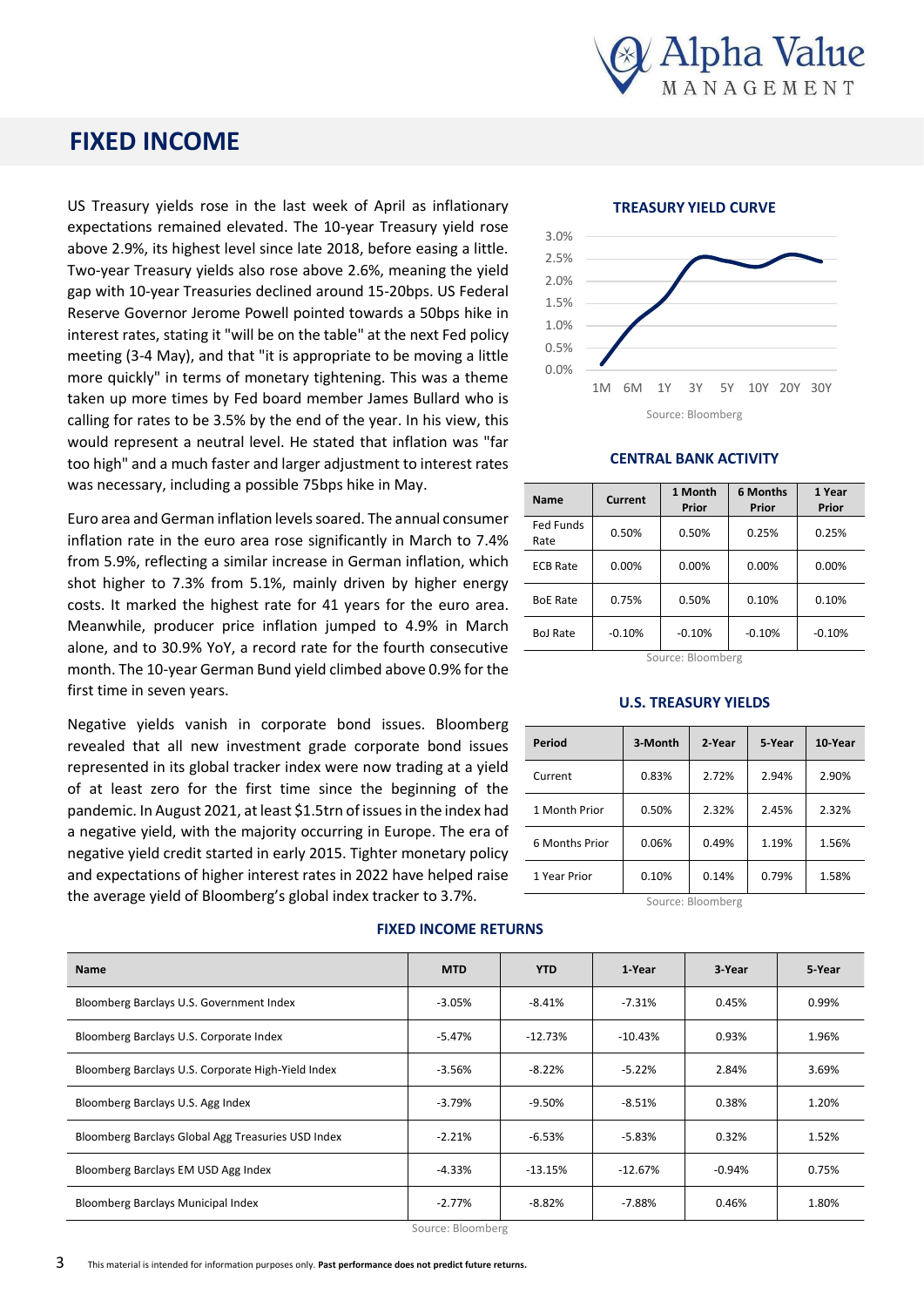# FIXED INCOME

US Treasury yields rose in the last week of April as inflationary expectations remained elevated. The 10-year Treasury yield rose above 2.9%, its highest level since late 2018, before easing a little. Two-year Treasury yields also rose above 2.6%, meaning the yield gap with 10-year Treasuries declined around 15-20bps. US Federal Reserve Governor Jerome Powell pointed towards a 50bps hike in interest rates, stating it "will be on the table" at the next Fed policy meeting (3-4 May), and that "it is appropriate to be moving a little more quickly" in terms of monetary tightening. This was a theme taken up more times by Fed board member James Bullard who is calling for rates to be 3.5% by the end of the year. In his view, this would represent a neutral level. He stated that inflation was "far too high" and a much faster and larger adjustment to interest rates was necessary, including a possible 75bps hike in May.

Euro area and German inflation levels soared. The annual consumer inflation rate in the euro area rose significantly in March to 7.4% from 5.9%, reflecting a similar increase in German inflation, which shot higher to 7.3% from 5.1%, mainly driven by higher energy costs. It marked the highest rate for 41 years for the euro area. Meanwhile, producer price inflation jumped to 4.9% in March alone, and to 30.9% YoY, a record rate for the fourth consecutive month. The 10-year German Bund yield climbed above 0.9% for the first time in seven years.

Negative yields vanish in corporate bond issues. Bloomberg revealed that all new investment grade corporate bond issues represented in its global tracker index were now trading at a yield of at least zero for the first time since the beginning of the pandemic. In August 2021, at least $1.5trn of issues in the index had a negative yield, with the majority occurring in Europe. The era of negative yield credit started in early 2015. Tighter monetary policy and expectations of higher interest rates in 2022 have helped raise the average yield of Bloomberg's global index tracker to 3.7%.

**TREASURY YIELD CURVE**

Source: Bloomberg

**CENTRAL BANK ACTIVITY**

| Name | Current | 1 Month Prior | 6 Months Prior | 1 Year Prior |
|---|---|---|---|---|
| Fed Funds Rate | 0.50% | 0.50% | 0.25% | 0.25% |
| ECB Rate | 0.00% | 0.00% | 0.00% | 0.00% |
| BoE Rate | 0.75% | 0.50% | 0.10% | 0.10% |
| BoJ Rate | -0.10% | -0.10% | -0.10% | -0.10% |

Source: Bloomberg

**U.S. TREASURY YIELDS**

| Period | 3-Month | 2-Year | 5-Year | 10-Year |
|---|---|---|---|---|
| Current | 0.83% | 2.72% | 2.94% | 2.90% |
| 1 Month Prior | 0.50% | 2.32% | 2.45% | 2.32% |
| 6 Months Prior | 0.06% | 0.49% | 1.19% | 1.56% |
| 1 Year Prior | 0.10% | 0.14% | 0.79% | 1.58% |

Source: Bloomberg

**FIXED INCOME RETURNS**

| Name | MTD | YTD | 1-Year | 3-Year | 5-Year |
|---|---|---|---|---|---|
| Bloomberg Barclays U.S. Government Index | -3.05% | -8.41% | -7.31% | 0.45% | 0.99% |
| Bloomberg Barclays U.S. Corporate Index | -5.47% | -12.73% | -10.43% | 0.93% | 1.96% |
| Bloomberg Barclays U.S. Corporate High-Yield Index | -3.56% | -8.22% | -5.22% | 2.84% | 3.69% |
| Bloomberg Barclays U.S. Agg Index | -3.79% | -9.50% | -8.51% | 0.38% | 1.20% |
| Bloomberg Barclays Global Agg Treasuries USD Index | -2.21% | -6.53% | -5.83% | 0.32% | 1.52% |
| Bloomberg Barclays EM USD Agg Index | -4.33% | -13.15% | -12.67% | -0.94% | 0.75% |
| Bloomberg Barclays Municipal Index | -2.77% | -8.82% | -7.88% | 0.46% | 1.80% |

Source: Bloomberg

This material is intended for information purposes only. **Past performance does not predict future returns.**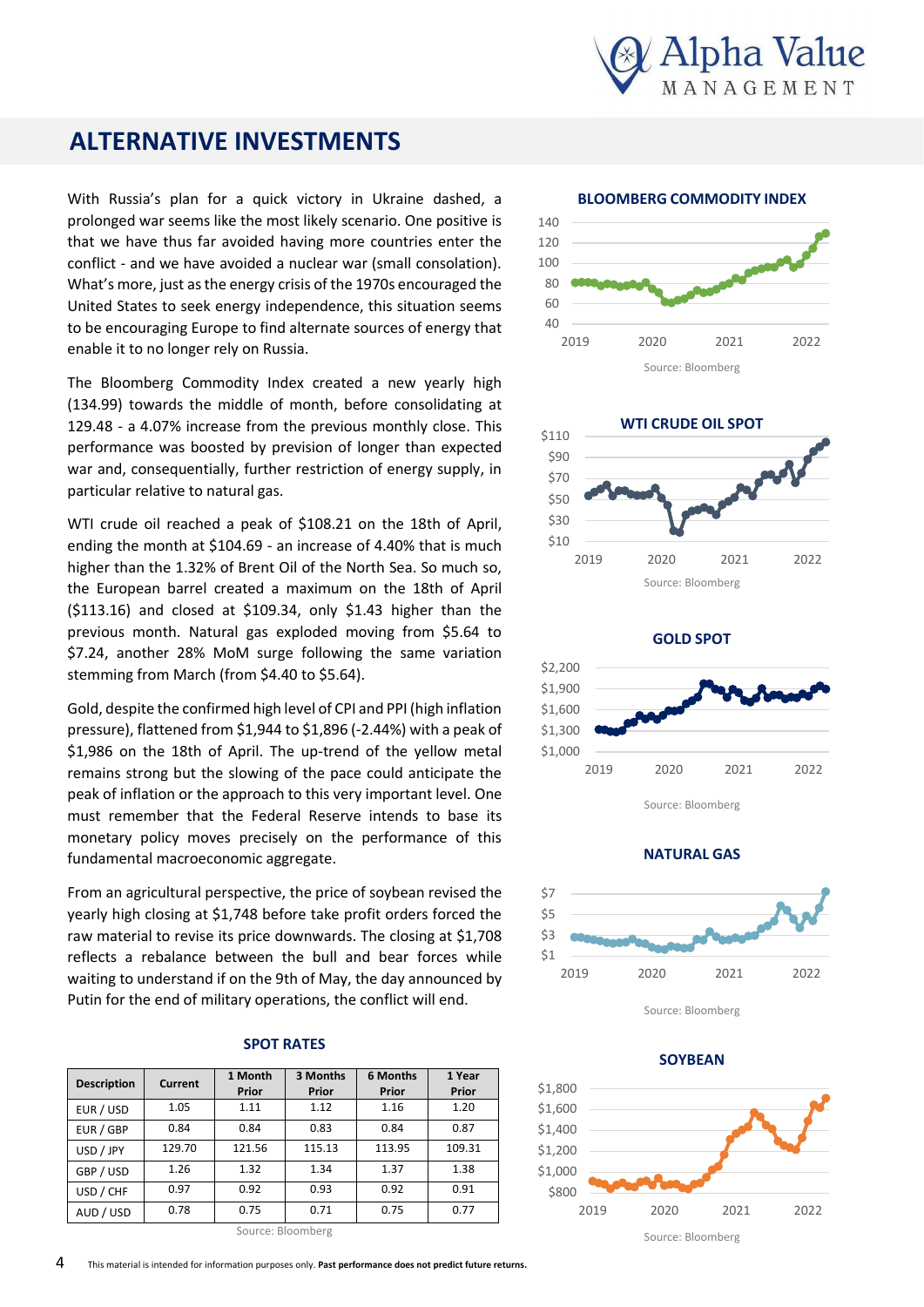# ALTERNATIVE INVESTMENTS

With Russia's plan for a quick victory in Ukraine dashed, a prolonged war seems like the most likely scenario. One positive is that we have thus far avoided having more countries enter the conflict - and we have avoided a nuclear war (small consolation). What's more, just as the energy crisis of the 1970s encouraged the United States to seek energy independence, this situation seems to be encouraging Europe to find alternate sources of energy that enable it to no longer rely on Russia.

The Bloomberg Commodity Index created a new yearly high (134.99) towards the middle of month, before consolidating at 129.48 - a 4.07% increase from the previous monthly close. This performance was boosted by prevision of longer than expected war and, consequentially, further restriction of energy supply, in particular relative to natural gas.

WTI crude oil reached a peak of $108.21 on the 18th of April, ending the month at $104.69 - an increase of 4.40% that is much higher than the 1.32% of Brent Oil of the North Sea. So much so, the European barrel created a maximum on the 18th of April ($113.16) and closed at $109.34, only $1.43 higher than the previous month. Natural gas exploded moving from $5.64 to $7.24, another 28% MoM surge following the same variation stemming from March (from $4.40 to $5.64).

Gold, despite the confirmed high level of CPI and PPI (high inflation pressure), flattened from $1,944 to $1,896 (-2.44%) with a peak of $1,986 on the 18th of April. The up-trend of the yellow metal remains strong but the slowing of the pace could anticipate the peak of inflation or the approach to this very important level. One must remember that the Federal Reserve intends to base its monetary policy moves precisely on the performance of this fundamental macroeconomic aggregate.

From an agricultural perspective, the price of soybean revised the yearly high closing at $1,748 before take profit orders forced the raw material to revise its price downwards. The closing at $1,708 reflects a rebalance between the bull and bear forces while waiting to understand if on the 9th of May, the day announced by Putin for the end of military operations, the conflict will end.

## SPOT RATES

| Description | Current | 1 Month Prior | 3 Months Prior | 6 Months Prior | 1 Year Prior |
|---|---|---|---|---|---|
| EUR / USD | 1.05 | 1.11 | 1.12 | 1.16 | 1.20 |
| EUR / GBP | 0.84 | 0.84 | 0.83 | 0.84 | 0.87 |
| USD / JPY | 129.70 | 121.56 | 115.13 | 113.95 | 109.31 |
| GBP / USD | 1.26 | 1.32 | 1.34 | 1.37 | 1.38 |
| USD / CHF | 0.97 | 0.92 | 0.93 | 0.92 | 0.91 |
| AUD / USD | 0.78 | 0.75 | 0.71 | 0.75 | 0.77 |

Source: Bloomberg

**BLOOMBERG COMMODITY INDEX**

Source: Bloomberg

**WTI CRUDE OIL SPOT**

Source: Bloomberg

**GOLD SPOT**

Source: Bloomberg

**NATURAL GAS**

Source: Bloomberg

**SOYBEAN**

Source: Bloomberg

This material is intended for information purposes only. **Past performance does not predict future returns.**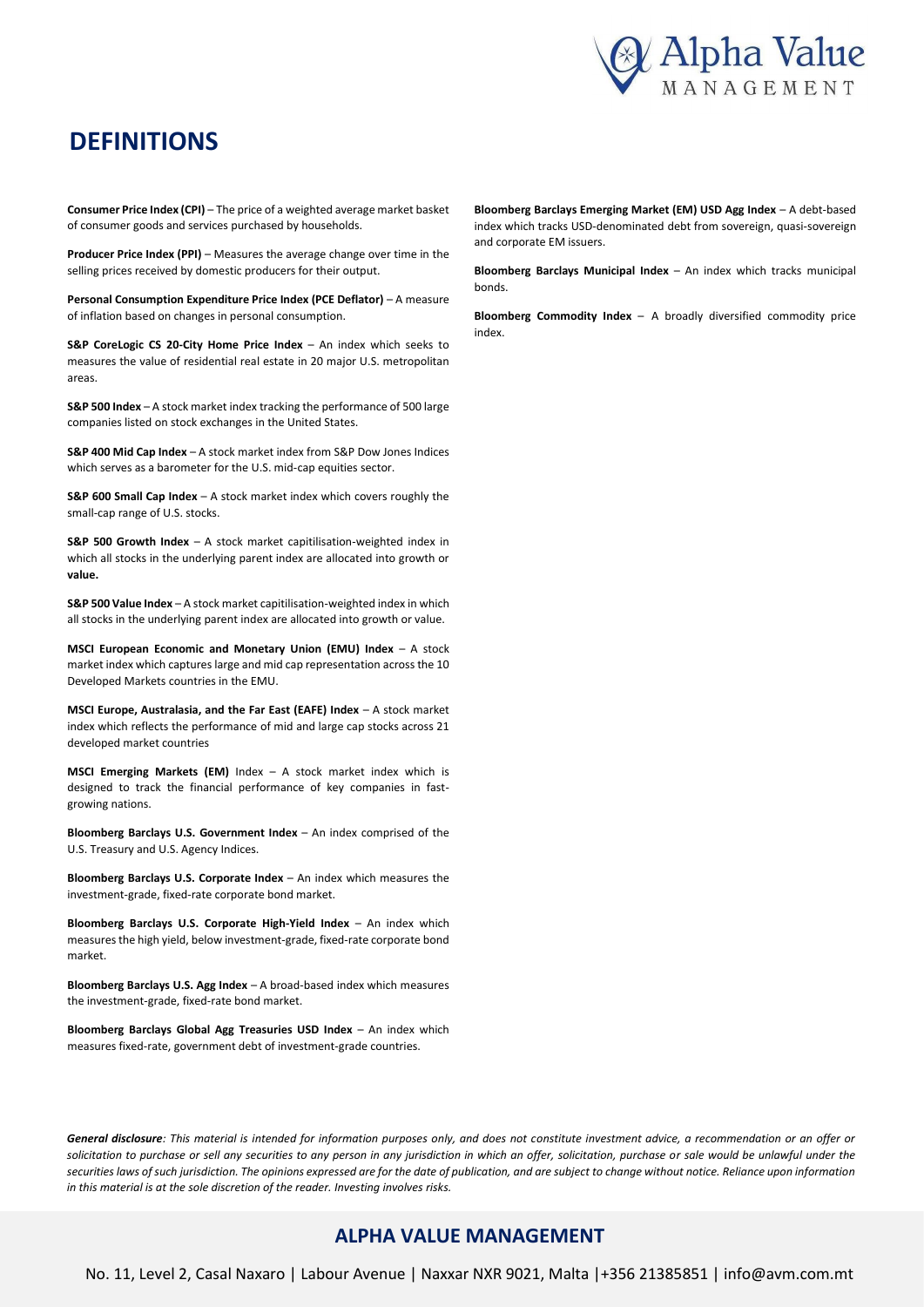# DEFINITIONS

**Consumer Price Index (CPI)** – The price of a weighted average market basket of consumer goods and services purchased by households.

**Producer Price Index (PPI)** – Measures the average change over time in the selling prices received by domestic producers for their output.

**Personal Consumption Expenditure Price Index (PCE Deflator)** – A measure of inflation based on changes in personal consumption.

**S&P CoreLogic CS 20-City Home Price Index** – An index which seeks to measures the value of residential real estate in 20 major U.S. metropolitan areas.

**S&P 500 Index** – A stock market index tracking the performance of 500 large companies listed on stock exchanges in the United States.

**S&P 400 Mid Cap Index** – A stock market index from S&P Dow Jones Indices which serves as a barometer for the U.S. mid-cap equities sector.

**S&P 600 Small Cap Index** – A stock market index which covers roughly the small-cap range of U.S. stocks.

**S&P 500 Growth Index** – A stock market capitilisation-weighted index in which all stocks in the underlying parent index are allocated into growth or **value.**

**S&P 500 Value Index** – A stock market capitilisation-weighted index in which all stocks in the underlying parent index are allocated into growth or value.

**MSCI European Economic and Monetary Union (EMU) Index** – A stock market index which captures large and mid cap representation across the 10 Developed Markets countries in the EMU.

**MSCI Europe, Australasia, and the Far East (EAFE) Index** – A stock market index which reflects the performance of mid and large cap stocks across 21 developed market countries

**MSCI Emerging Markets (EM)** Index – A stock market index which is designed to track the financial performance of key companies in fast-growing nations.

**Bloomberg Barclays U.S. Government Index** – An index comprised of the U.S. Treasury and U.S. Agency Indices.

**Bloomberg Barclays U.S. Corporate Index** – An index which measures the investment-grade, fixed-rate corporate bond market.

**Bloomberg Barclays U.S. Corporate High-Yield Index** – An index which measures the high yield, below investment-grade, fixed-rate corporate bond market.

**Bloomberg Barclays U.S. Agg Index** – A broad-based index which measures the investment-grade, fixed-rate bond market.

**Bloomberg Barclays Global Agg Treasuries USD Index** – An index which measures fixed-rate, government debt of investment-grade countries.

**Bloomberg Barclays Emerging Market (EM) USD Agg Index** – A debt-based index which tracks USD-denominated debt from sovereign, quasi-sovereign and corporate EM issuers.

**Bloomberg Barclays Municipal Index** – An index which tracks municipal bonds.

**Bloomberg Commodity Index** – A broadly diversified commodity price index.

***General disclosure**: This material is intended for information purposes only, and does not constitute investment advice, a recommendation or an offer or solicitation to purchase or sell any securities to any person in any jurisdiction in which an offer, solicitation, purchase or sale would be unlawful under the securities laws of such jurisdiction. The opinions expressed are for the date of publication, and are subject to change without notice. Reliance upon information in this material is at the sole discretion of the reader. Investing involves risks.*

**ALPHA VALUE MANAGEMENT**

No. 11, Level 2, Casal Naxaro | Labour Avenue | Naxxar NXR 9021, Malta |+356 21385851 | info@avm.com.mt